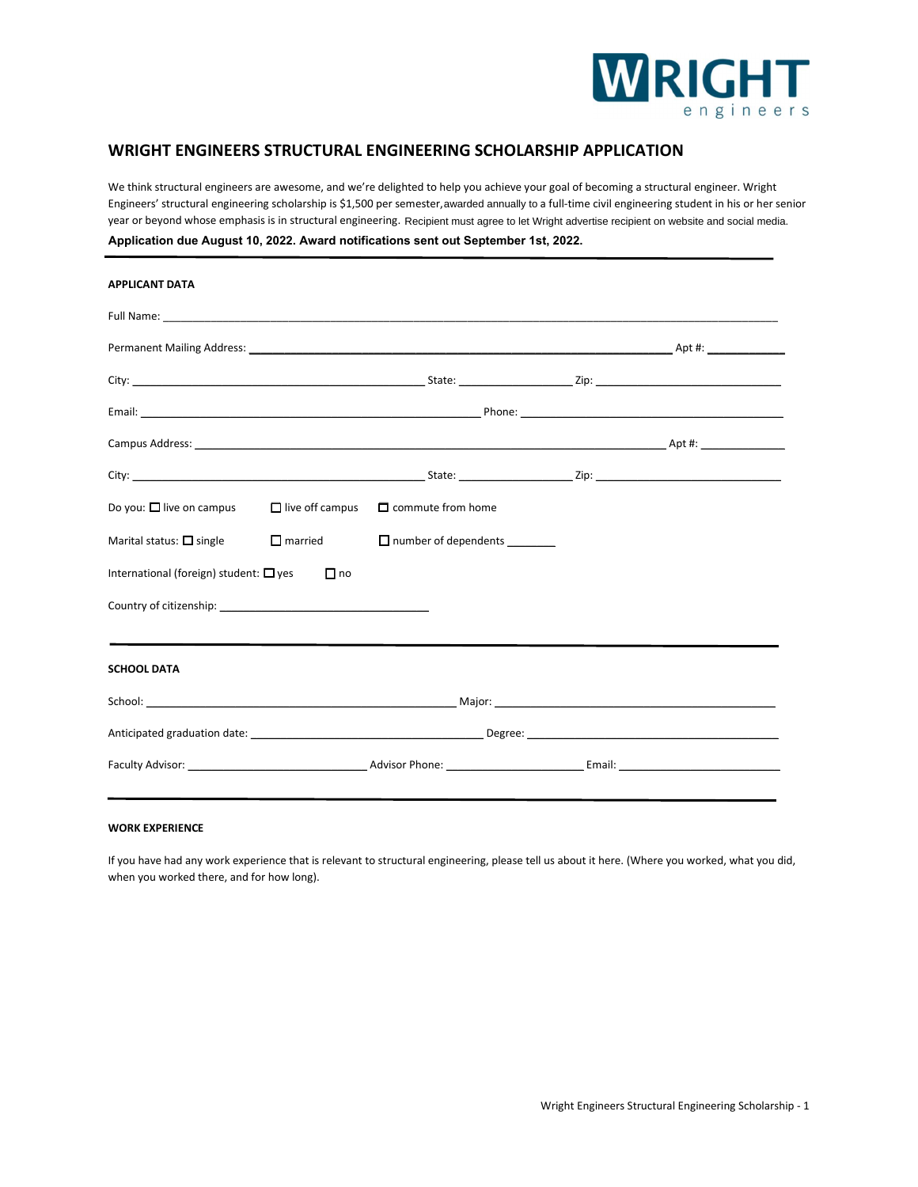WRIGHT engineers

# WRIGHT ENGINEERS STRUCTURAL ENGINEERING SCHOLARSHIP APPLICATION

We think structural engineers are awesome, and we're delighted to help you achieve your goal of becoming a structural engineer. Wright Engineers' structural engineering scholarship is $1,500 per semester, awarded annually to a full-time civil engineering student in his or her senior year or beyond whose emphasis is in structural engineering. Recipient must agree to let Wright advertise recipient on website and social media.

**Application due August 10, 2022. Award notifications sent out September 1st, 2022.**

---

## APPLICANT DATA

Full Name: ____________________

Permanent Mailing Address: ____________________ Apt #: ________

City: ____________________ State: __________ Zip: ____________

Email: ____________________ Phone: ____________________

Campus Address: ____________________ Apt #: ________

City: ____________________ State: __________ Zip: ____________

Do you: ☐ live on campus ☐ live off campus ☐ commute from home

Marital status: ☐ single ☐ married ☐ number of dependents ________

International (foreign) student: ☐ yes ☐ no

Country of citizenship: ____________________

---

## SCHOOL DATA

School: ____________________ Major: ____________________

Anticipated graduation date: ____________________ Degree: ____________________

Faculty Advisor: ____________________ Advisor Phone: ____________________ Email: ____________________

---

## WORK EXPERIENCE

If you have had any work experience that is relevant to structural engineering, please tell us about it here. (Where you worked, what you did, when you worked there, and for how long).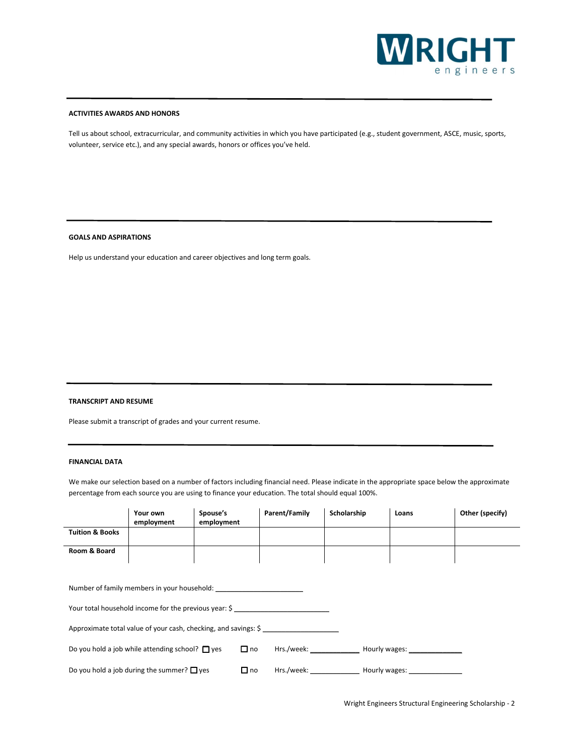## ACTIVITIES AWARDS AND HONORS

Tell us about school, extracurricular, and community activities in which you have participated (e.g., student government, ASCE, music, sports, volunteer, service etc.), and any special awards, honors or offices you've held.

## GOALS AND ASPIRATIONS

Help us understand your education and career objectives and long term goals.

## TRANSCRIPT AND RESUME

Please submit a transcript of grades and your current resume.

## FINANCIAL DATA

We make our selection based on a number of factors including financial need. Please indicate in the appropriate space below the approximate percentage from each source you are using to finance your education. The total should equal 100%.

| | Your own employment | Spouse's employment | Parent/Family | Scholarship | Loans | Other (specify) |
|---|---|---|---|---|---|---|
| **Tuition & Books** | | | | | | |
| **Room & Board** | | | | | | |

Number of family members in your household: ______________________

Your total household income for the previous year: $ ________________________

Approximate total value of your cash, checking, and savings: $ ___________________

Do you hold a job while attending school? ☐ yes ☐ no Hrs./week: ____________ Hourly wages: _____________

Do you hold a job during the summer? ☐ yes ☐ no Hrs./week: ____________ Hourly wages: _____________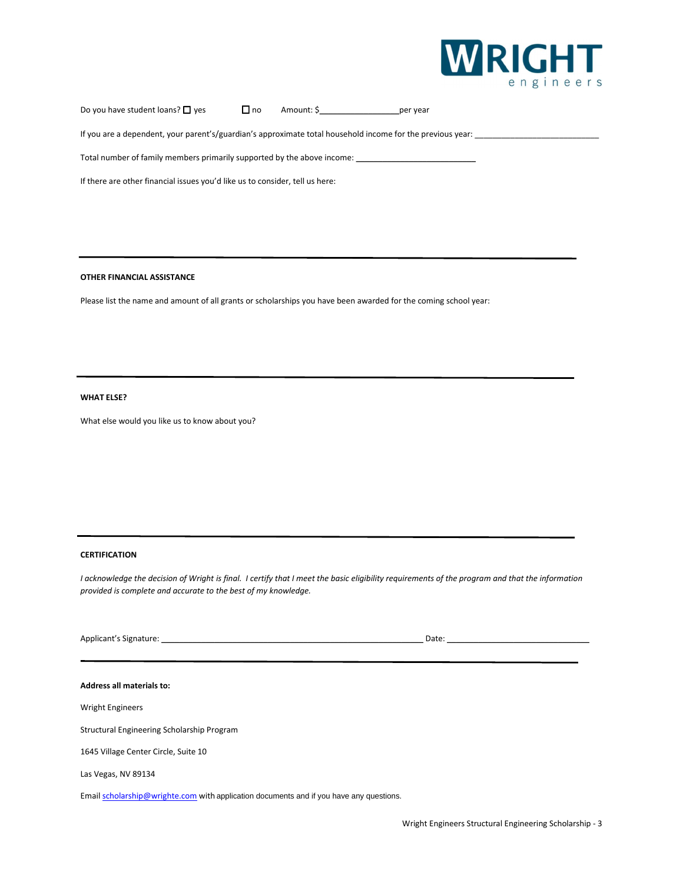Do you have student loans? ☐ yes ☐ no Amount: $_________________per year

If you are a dependent, your parent's/guardian's approximate total household income for the previous year: ___________________________

Total number of family members primarily supported by the above income: __________________________

If there are other financial issues you'd like us to consider, tell us here:

---

**OTHER FINANCIAL ASSISTANCE**

Please list the name and amount of all grants or scholarships you have been awarded for the coming school year:

---

**WHAT ELSE?**

What else would you like us to know about you?

---

**CERTIFICATION**

*I acknowledge the decision of Wright is final. I certify that I meet the basic eligibility requirements of the program and that the information provided is complete and accurate to the best of my knowledge.*

Applicant's Signature: ________________________________________________________ Date: ______________________________

---

**Address all materials to:**

Wright Engineers

Structural Engineering Scholarship Program

1645 Village Center Circle, Suite 10

Las Vegas, NV 89134

Email scholarship@wrighte.com with application documents and if you have any questions.